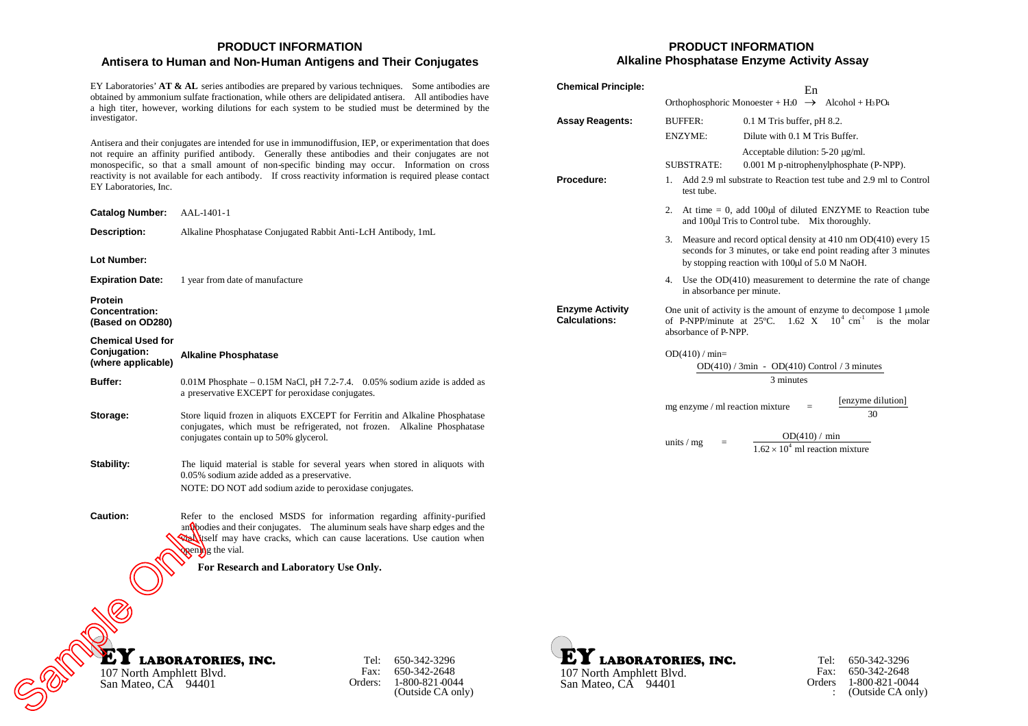## PRODUCT INFORMATION

## Antisera to Human and Non-Human Antigens and Their Conjugates

EY Laboratories' **AT & AL** series antibodies are prepared by various techniques. Some antibodies are obtained by ammonium sulfate fractionation, while others are delipidated antisera. All antibodies have a high titer, however, working dilutions for each system to be studied must be determined by the investigator.

Antisera and their conjugates are intended for use in immunodiffusion, IEP, or experimentation that does not require an affinity purified antibody. Generally these antibodies and their conjugates are not monospecific, so that a small amount of non-specific binding may occur. Information on cross reactivity is not available for each antibody. If cross reactivity information is required please contact EY Laboratories, Inc.

**Catalog Number:** AAL-1401-1

**Description:** Alkaline Phosphatase Conjugated Rabbit Anti-LcH Antibody, 1mL

**Lot Number:**

**Expiration Date:** 1 year from date of manufacture

**Protein Concentration: (Based on OD280)**

**Chemical Used for Conjugation: (where applicable)** **Alkaline Phosphatase**

**Buffer:** 0.01M Phosphate – 0.15M NaCl, pH 7.2-7.4. 0.05% sodium azide is added as a preservative EXCEPT for peroxidase conjugates.

**Storage:** Store liquid frozen in aliquots EXCEPT for Ferritin and Alkaline Phosphatase conjugates, which must be refrigerated, not frozen. Alkaline Phosphatase conjugates contain up to 50% glycerol.

**Stability:** The liquid material is stable for several years when stored in aliquots with 0.05% sodium azide added as a preservative.
NOTE: DO NOT add sodium azide to peroxidase conjugates.

**Caution:** Refer to the enclosed MSDS for information regarding affinity-purified antibodies and their conjugates. The aluminum seals have sharp edges and the vial itself may have cracks, which can cause lacerations. Use caution when opening the vial.

**For Research and Laboratory Use Only.**

Sample Only

**EY LABORATORIES, INC.**
107 North Amphlett Blvd.
San Mateo, CA 94401

Tel: 650-342-3296
Fax: 650-342-2648
Orders: 1-800-821-0044 (Outside CA only)

## PRODUCT INFORMATION

## Alkaline Phosphatase Enzyme Activity Assay

**Chemical Principle:**

$$\text{Orthophosphoric Monoester} + H_2O \xrightarrow{En} \text{Alcohol} + H_3PO_4$$

**Assay Reagents:**

- BUFFER: 0.1 M Tris buffer, pH 8.2.
- ENZYME: Dilute with 0.1 M Tris Buffer. Acceptable dilution: 5-20 μg/ml.
- SUBSTRATE: 0.001 M p-nitrophenylphosphate (P-NPP).

**Procedure:**

1. Add 2.9 ml substrate to Reaction test tube and 2.9 ml to Control test tube.
2. At time = 0, add 100μl of diluted ENZYME to Reaction tube and 100μl Tris to Control tube. Mix thoroughly.
3. Measure and record optical density at 410 nm OD(410) every 15 seconds for 3 minutes, or take end point reading after 3 minutes by stopping reaction with 100μl of 5.0 M NaOH.
4. Use the OD(410) measurement to determine the rate of change in absorbance per minute.

**Enzyme Activity Calculations:**

One unit of activity is the amount of enzyme to decompose 1 μmole of P-NPP/minute at 25ºC. $1.62 \times 10^4\ cm^{-1}$ is the molar absorbance of P-NPP.

$$OD(410)/\min = \frac{OD(410)/3\min - OD(410)\ \text{Control}/3\ \text{minutes}}{3\ \text{minutes}}$$

$$\text{mg enzyme / ml reaction mixture} = \frac{[\text{enzyme dilution}]}{30}$$

$$\text{units / mg} = \frac{OD(410)/\min}{1.62 \times 10^4\ \text{ml reaction mixture}}$$

**EY LABORATORIES, INC.**
107 North Amphlett Blvd.
San Mateo, CA 94401

Tel: 650-342-3296
Fax: 650-342-2648
Orders: 1-800-821-0044 (Outside CA only)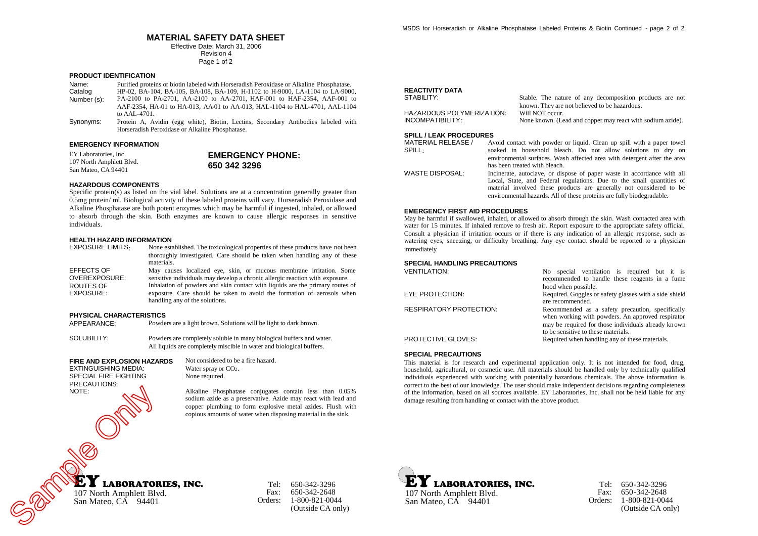# MATERIAL SAFETY DATA SHEET

Effective Date: March 31, 2006
Revision 4
Page 1 of 2

## PRODUCT IDENTIFICATION

| | |
|---|---|
| Name: | Purified proteins or biotin labeled with Horseradish Peroxidase or Alkaline Phosphatase. |
| Catalog Number (s): | HP-02, BA-104, BA-105, BA-108, BA-109, H-1102 to H-9000, LA-1104 to LA-9000, PA-2100 to PA-2701, AA-2100 to AA-2701, HAF-001 to HAF-2354, AAF-001 to AAF-2354, HA-01 to HA-013, AA-01 to AA-013, HAL-1104 to HAL-4701, AAL-1104 to AAL-4701. |
| Synonyms: | Protein A, Avidin (egg white), Biotin, Lectins, Secondary Antibodies labeled with Horseradish Peroxidase or Alkaline Phosphatase. |

## EMERGENCY INFORMATION

EY Laboratories, Inc.
107 North Amphlett Blvd.
San Mateo, CA 94401

**EMERGENCY PHONE:**
**650 342 3296**

## HAZARDOUS COMPONENTS

Specific protein(s) as listed on the vial label. Solutions are at a concentration generally greater than 0.5mg protein/ ml. Biological activity of these labeled proteins will vary. Horseradish Peroxidase and Alkaline Phosphatase are both potent enzymes which may be harmful if ingested, inhaled, or allowed to absorb through the skin. Both enzymes are known to cause allergic responses in sensitive individuals.

## HEALTH HAZARD INFORMATION

| | |
|---|---|
| EXPOSURE LIMITS: | None established. The toxicological properties of these products have not been thoroughly investigated. Care should be taken when handling any of these materials. |
| EFFECTS OF OVEREXPOSURE: | May causes localized eye, skin, or mucous membrane irritation. Some sensitive individuals may develop a chronic allergic reaction with exposure. |
| ROUTES OF EXPOSURE: | Inhalation of powders and skin contact with liquids are the primary routes of exposure. Care should be taken to avoid the formation of aerosols when handling any of the solutions. |

## PHYSICAL CHARACTERISTICS

| | |
|---|---|
| APPEARANCE: | Powders are a light brown. Solutions will be light to dark brown. |
| SOLUBILITY: | Powders are completely soluble in many biological buffers and water. All liquids are completely miscible in water and biological buffers. |

## FIRE AND EXPLOSION HAZARDS

| | |
|---|---|
| FIRE AND EXPLOSION HAZARDS | Not considered to be a fire hazard. |
| EXTINGUISHING MEDIA: | Water spray or $CO_2$. |
| SPECIAL FIRE FIGHTING PRECAUTIONS: | None required. |
| NOTE: | Alkaline Phosphatase conjugates contain less than 0.05% sodium azide as a preservative. Azide may react with lead and copper plumbing to form explosive metal azides. Flush with copious amounts of water when disposing material in the sink. |

Sample Only

**EY LABORATORIES, INC.**
107 North Amphlett Blvd.
San Mateo, CA 94401

Tel: 650-342-3296
Fax: 650-342-2648
Orders: 1-800-821-0044 (Outside CA only)

## REACTIVITY DATA

| | |
|---|---|
| STABILITY: | Stable. The nature of any decomposition products are not known. They are not believed to be hazardous. |
| HAZARDOUS POLYMERIZATION: | Will NOT occur. |
| INCOMPATIBILITY: | None known. (Lead and copper may react with sodium azide). |

## SPILL / LEAK PROCEDURES

| | |
|---|---|
| MATERIAL RELEASE / SPILL: | Avoid contact with powder or liquid. Clean up spill with a paper towel soaked in household bleach. Do not allow solutions to dry on environmental surfaces. Wash affected area with detergent after the area has been treated with bleach. |
| WASTE DISPOSAL: | Incinerate, autoclave, or dispose of paper waste in accordance with all Local, State, and Federal regulations. Due to the small quantities of material involved these products are generally not considered to be environmental hazards. All of these proteins are fully biodegradable. |

## EMERGENCY FIRST AID PROCEDURES

May be harmful if swallowed, inhaled, or allowed to absorb through the skin. Wash contacted area with water for 15 minutes. If inhaled remove to fresh air. Report exposure to the appropriate safety official. Consult a physician if irritation occurs or if there is any indication of an allergic response, such as watering eyes, sneezing, or difficulty breathing. Any eye contact should be reported to a physician immediately

## SPECIAL HANDLING PRECAUTIONS

| | |
|---|---|
| VENTILATION: | No special ventilation is required but it is recommended to handle these reagents in a fume hood when possible. |
| EYE PROTECTION: | Required. Goggles or safety glasses with a side shield are recommended. |
| RESPIRATORY PROTECTION: | Recommended as a safety precaution, specifically when working with powders. An approved respirator may be required for those individuals already known to be sensitive to these materials. |
| PROTECTIVE GLOVES: | Required when handling any of these materials. |

## SPECIAL PRECAUTIONS

This material is for research and experimental application only. It is not intended for food, drug, household, agricultural, or cosmetic use. All materials should be handled only by technically qualified individuals experienced with working with potentially hazardous chemicals. The above information is correct to the best of our knowledge. The user should make independent decisions regarding completeness of the information, based on all sources available. EY Laboratories, Inc. shall not be held liable for any damage resulting from handling or contact with the above product.

**EY LABORATORIES, INC.**
107 North Amphlett Blvd.
San Mateo, CA 94401

Tel: 650-342-3296
Fax: 650-342-2648
Orders: 1-800-821-0044 (Outside CA only)